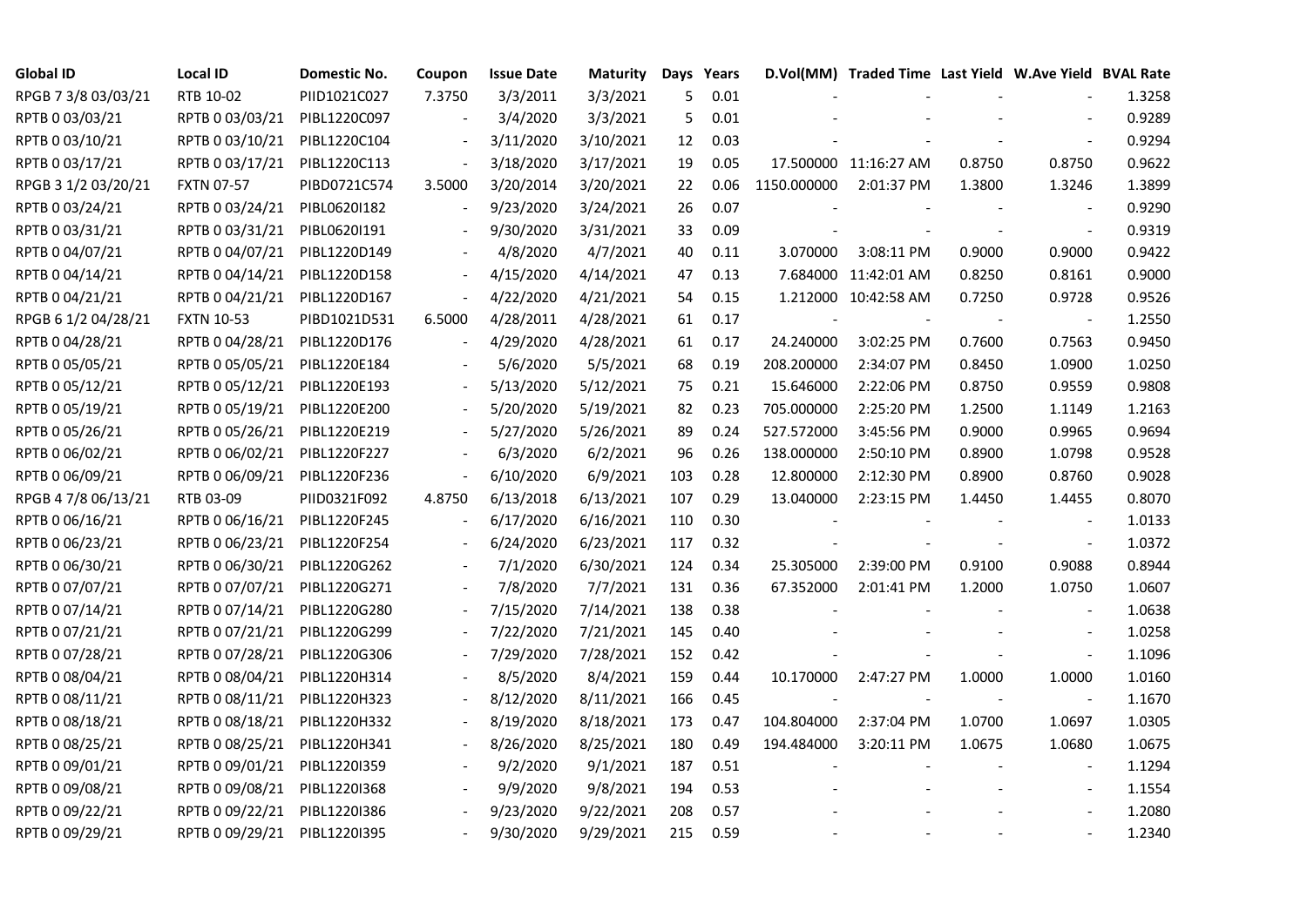| Global ID | Local ID | Domestic No. | Coupon | Issue Date | Maturity | Days | Years | D.Vol(MM) | Traded Time | Last Yield | W.Ave Yield | BVAL Rate |
|---|---|---|---|---|---|---|---|---|---|---|---|---|
| RPGB 7 3/8 03/03/21 | RTB 10-02 | PIID1021C027 | 7.3750 | 3/3/2011 | 3/3/2021 | 5 | 0.01 | - | - | - | - | 1.3258 |
| RPTB 0 03/03/21 | RPTB 0 03/03/21 | PIBL1220C097 | - | 3/4/2020 | 3/3/2021 | 5 | 0.01 | - | - | - | - | 0.9289 |
| RPTB 0 03/10/21 | RPTB 0 03/10/21 | PIBL1220C104 | - | 3/11/2020 | 3/10/2021 | 12 | 0.03 | - | - | - | - | 0.9294 |
| RPTB 0 03/17/21 | RPTB 0 03/17/21 | PIBL1220C113 | - | 3/18/2020 | 3/17/2021 | 19 | 0.05 | 17.500000 | 11:16:27 AM | 0.8750 | 0.8750 | 0.9622 |
| RPGB 3 1/2 03/20/21 | FXTN 07-57 | PIBD0721C574 | 3.5000 | 3/20/2014 | 3/20/2021 | 22 | 0.06 | 1150.000000 | 2:01:37 PM | 1.3800 | 1.3246 | 1.3899 |
| RPTB 0 03/24/21 | RPTB 0 03/24/21 | PIBL0620I182 | - | 9/23/2020 | 3/24/2021 | 26 | 0.07 | - | - | - | - | 0.9290 |
| RPTB 0 03/31/21 | RPTB 0 03/31/21 | PIBL0620I191 | - | 9/30/2020 | 3/31/2021 | 33 | 0.09 | - | - | - | - | 0.9319 |
| RPTB 0 04/07/21 | RPTB 0 04/07/21 | PIBL1220D149 | - | 4/8/2020 | 4/7/2021 | 40 | 0.11 | 3.070000 | 3:08:11 PM | 0.9000 | 0.9000 | 0.9422 |
| RPTB 0 04/14/21 | RPTB 0 04/14/21 | PIBL1220D158 | - | 4/15/2020 | 4/14/2021 | 47 | 0.13 | 7.684000 | 11:42:01 AM | 0.8250 | 0.8161 | 0.9000 |
| RPTB 0 04/21/21 | RPTB 0 04/21/21 | PIBL1220D167 | - | 4/22/2020 | 4/21/2021 | 54 | 0.15 | 1.212000 | 10:42:58 AM | 0.7250 | 0.9728 | 0.9526 |
| RPGB 6 1/2 04/28/21 | FXTN 10-53 | PIBD1021D531 | 6.5000 | 4/28/2011 | 4/28/2021 | 61 | 0.17 | - | - | - | - | 1.2550 |
| RPTB 0 04/28/21 | RPTB 0 04/28/21 | PIBL1220D176 | - | 4/29/2020 | 4/28/2021 | 61 | 0.17 | 24.240000 | 3:02:25 PM | 0.7600 | 0.7563 | 0.9450 |
| RPTB 0 05/05/21 | RPTB 0 05/05/21 | PIBL1220E184 | - | 5/6/2020 | 5/5/2021 | 68 | 0.19 | 208.200000 | 2:34:07 PM | 0.8450 | 1.0900 | 1.0250 |
| RPTB 0 05/12/21 | RPTB 0 05/12/21 | PIBL1220E193 | - | 5/13/2020 | 5/12/2021 | 75 | 0.21 | 15.646000 | 2:22:06 PM | 0.8750 | 0.9559 | 0.9808 |
| RPTB 0 05/19/21 | RPTB 0 05/19/21 | PIBL1220E200 | - | 5/20/2020 | 5/19/2021 | 82 | 0.23 | 705.000000 | 2:25:20 PM | 1.2500 | 1.1149 | 1.2163 |
| RPTB 0 05/26/21 | RPTB 0 05/26/21 | PIBL1220E219 | - | 5/27/2020 | 5/26/2021 | 89 | 0.24 | 527.572000 | 3:45:56 PM | 0.9000 | 0.9965 | 0.9694 |
| RPTB 0 06/02/21 | RPTB 0 06/02/21 | PIBL1220F227 | - | 6/3/2020 | 6/2/2021 | 96 | 0.26 | 138.000000 | 2:50:10 PM | 0.8900 | 1.0798 | 0.9528 |
| RPTB 0 06/09/21 | RPTB 0 06/09/21 | PIBL1220F236 | - | 6/10/2020 | 6/9/2021 | 103 | 0.28 | 12.800000 | 2:12:30 PM | 0.8900 | 0.8760 | 0.9028 |
| RPGB 4 7/8 06/13/21 | RTB 03-09 | PIID0321F092 | 4.8750 | 6/13/2018 | 6/13/2021 | 107 | 0.29 | 13.040000 | 2:23:15 PM | 1.4450 | 1.4455 | 0.8070 |
| RPTB 0 06/16/21 | RPTB 0 06/16/21 | PIBL1220F245 | - | 6/17/2020 | 6/16/2021 | 110 | 0.30 | - | - | - | - | 1.0133 |
| RPTB 0 06/23/21 | RPTB 0 06/23/21 | PIBL1220F254 | - | 6/24/2020 | 6/23/2021 | 117 | 0.32 | - | - | - | - | 1.0372 |
| RPTB 0 06/30/21 | RPTB 0 06/30/21 | PIBL1220G262 | - | 7/1/2020 | 6/30/2021 | 124 | 0.34 | 25.305000 | 2:39:00 PM | 0.9100 | 0.9088 | 0.8944 |
| RPTB 0 07/07/21 | RPTB 0 07/07/21 | PIBL1220G271 | - | 7/8/2020 | 7/7/2021 | 131 | 0.36 | 67.352000 | 2:01:41 PM | 1.2000 | 1.0750 | 1.0607 |
| RPTB 0 07/14/21 | RPTB 0 07/14/21 | PIBL1220G280 | - | 7/15/2020 | 7/14/2021 | 138 | 0.38 | - | - | - | - | 1.0638 |
| RPTB 0 07/21/21 | RPTB 0 07/21/21 | PIBL1220G299 | - | 7/22/2020 | 7/21/2021 | 145 | 0.40 | - | - | - | - | 1.0258 |
| RPTB 0 07/28/21 | RPTB 0 07/28/21 | PIBL1220G306 | - | 7/29/2020 | 7/28/2021 | 152 | 0.42 | - | - | - | - | 1.1096 |
| RPTB 0 08/04/21 | RPTB 0 08/04/21 | PIBL1220H314 | - | 8/5/2020 | 8/4/2021 | 159 | 0.44 | 10.170000 | 2:47:27 PM | 1.0000 | 1.0000 | 1.0160 |
| RPTB 0 08/11/21 | RPTB 0 08/11/21 | PIBL1220H323 | - | 8/12/2020 | 8/11/2021 | 166 | 0.45 | - | - | - | - | 1.1670 |
| RPTB 0 08/18/21 | RPTB 0 08/18/21 | PIBL1220H332 | - | 8/19/2020 | 8/18/2021 | 173 | 0.47 | 104.804000 | 2:37:04 PM | 1.0700 | 1.0697 | 1.0305 |
| RPTB 0 08/25/21 | RPTB 0 08/25/21 | PIBL1220H341 | - | 8/26/2020 | 8/25/2021 | 180 | 0.49 | 194.484000 | 3:20:11 PM | 1.0675 | 1.0680 | 1.0675 |
| RPTB 0 09/01/21 | RPTB 0 09/01/21 | PIBL1220I359 | - | 9/2/2020 | 9/1/2021 | 187 | 0.51 | - | - | - | - | 1.1294 |
| RPTB 0 09/08/21 | RPTB 0 09/08/21 | PIBL1220I368 | - | 9/9/2020 | 9/8/2021 | 194 | 0.53 | - | - | - | - | 1.1554 |
| RPTB 0 09/22/21 | RPTB 0 09/22/21 | PIBL1220I386 | - | 9/23/2020 | 9/22/2021 | 208 | 0.57 | - | - | - | - | 1.2080 |
| RPTB 0 09/29/21 | RPTB 0 09/29/21 | PIBL1220I395 | - | 9/30/2020 | 9/29/2021 | 215 | 0.59 | - | - | - | - | 1.2340 |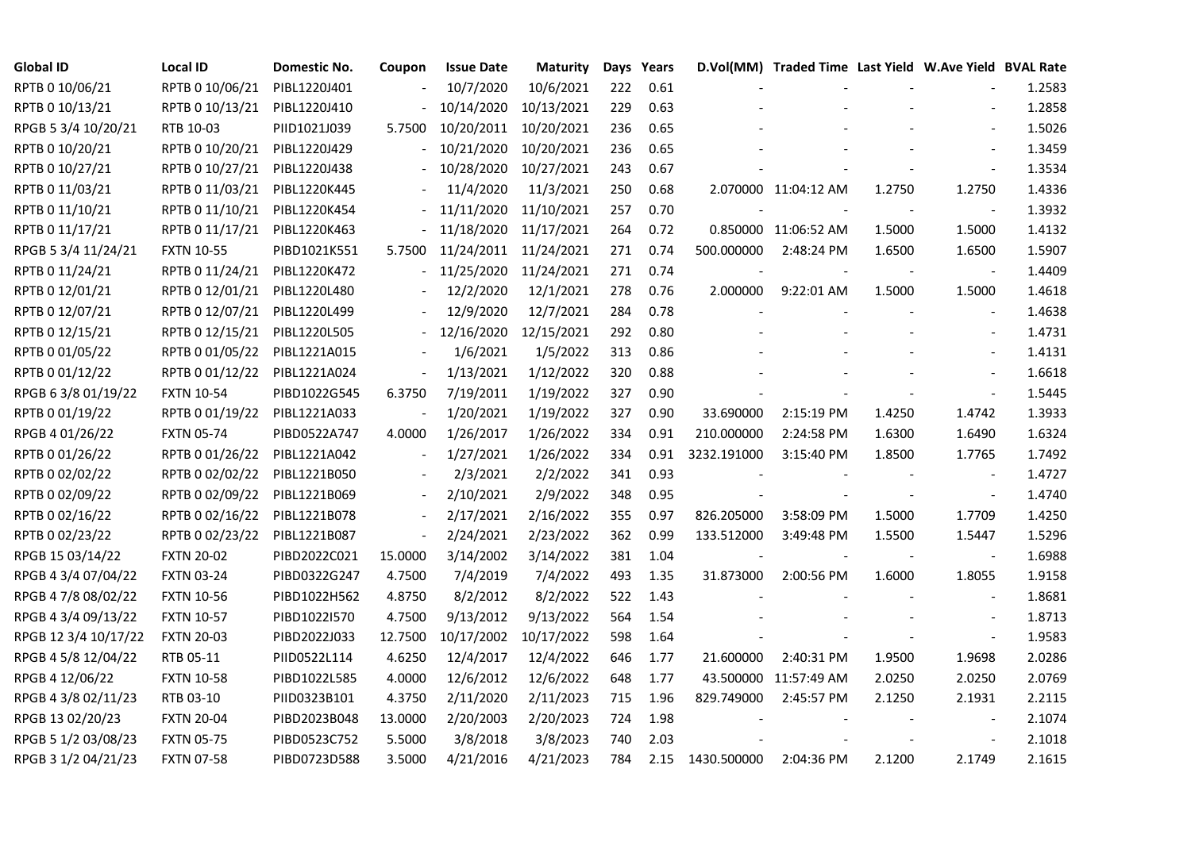| Global ID | Local ID | Domestic No. | Coupon | Issue Date | Maturity | Days | Years | D.Vol(MM) | Traded Time | Last Yield | W.Ave Yield | BVAL Rate |
|---|---|---|---|---|---|---|---|---|---|---|---|---|
| RPTB 0 10/06/21 | RPTB 0 10/06/21 | PIBL1220J401 | - | 10/7/2020 | 10/6/2021 | 222 | 0.61 | - | - | - | - | 1.2583 |
| RPTB 0 10/13/21 | RPTB 0 10/13/21 | PIBL1220J410 | - | 10/14/2020 | 10/13/2021 | 229 | 0.63 | - | - | - | - | 1.2858 |
| RPGB 5 3/4 10/20/21 | RTB 10-03 | PIID1021J039 | 5.7500 | 10/20/2011 | 10/20/2021 | 236 | 0.65 | - | - | - | - | 1.5026 |
| RPTB 0 10/20/21 | RPTB 0 10/20/21 | PIBL1220J429 | - | 10/21/2020 | 10/20/2021 | 236 | 0.65 | - | - | - | - | 1.3459 |
| RPTB 0 10/27/21 | RPTB 0 10/27/21 | PIBL1220J438 | - | 10/28/2020 | 10/27/2021 | 243 | 0.67 | - | - | - | - | 1.3534 |
| RPTB 0 11/03/21 | RPTB 0 11/03/21 | PIBL1220K445 | - | 11/4/2020 | 11/3/2021 | 250 | 0.68 | 2.070000 | 11:04:12 AM | 1.2750 | 1.2750 | 1.4336 |
| RPTB 0 11/10/21 | RPTB 0 11/10/21 | PIBL1220K454 | - | 11/11/2020 | 11/10/2021 | 257 | 0.70 | - | - | - | - | 1.3932 |
| RPTB 0 11/17/21 | RPTB 0 11/17/21 | PIBL1220K463 | - | 11/18/2020 | 11/17/2021 | 264 | 0.72 | 0.850000 | 11:06:52 AM | 1.5000 | 1.5000 | 1.4132 |
| RPGB 5 3/4 11/24/21 | FXTN 10-55 | PIBD1021K551 | 5.7500 | 11/24/2011 | 11/24/2021 | 271 | 0.74 | 500.000000 | 2:48:24 PM | 1.6500 | 1.6500 | 1.5907 |
| RPTB 0 11/24/21 | RPTB 0 11/24/21 | PIBL1220K472 | - | 11/25/2020 | 11/24/2021 | 271 | 0.74 | - | - | - | - | 1.4409 |
| RPTB 0 12/01/21 | RPTB 0 12/01/21 | PIBL1220L480 | - | 12/2/2020 | 12/1/2021 | 278 | 0.76 | 2.000000 | 9:22:01 AM | 1.5000 | 1.5000 | 1.4618 |
| RPTB 0 12/07/21 | RPTB 0 12/07/21 | PIBL1220L499 | - | 12/9/2020 | 12/7/2021 | 284 | 0.78 | - | - | - | - | 1.4638 |
| RPTB 0 12/15/21 | RPTB 0 12/15/21 | PIBL1220L505 | - | 12/16/2020 | 12/15/2021 | 292 | 0.80 | - | - | - | - | 1.4731 |
| RPTB 0 01/05/22 | RPTB 0 01/05/22 | PIBL1221A015 | - | 1/6/2021 | 1/5/2022 | 313 | 0.86 | - | - | - | - | 1.4131 |
| RPTB 0 01/12/22 | RPTB 0 01/12/22 | PIBL1221A024 | - | 1/13/2021 | 1/12/2022 | 320 | 0.88 | - | - | - | - | 1.6618 |
| RPGB 6 3/8 01/19/22 | FXTN 10-54 | PIBD1022G545 | 6.3750 | 7/19/2011 | 1/19/2022 | 327 | 0.90 | - | - | - | - | 1.5445 |
| RPTB 0 01/19/22 | RPTB 0 01/19/22 | PIBL1221A033 | - | 1/20/2021 | 1/19/2022 | 327 | 0.90 | 33.690000 | 2:15:19 PM | 1.4250 | 1.4742 | 1.3933 |
| RPGB 4 01/26/22 | FXTN 05-74 | PIBD0522A747 | 4.0000 | 1/26/2017 | 1/26/2022 | 334 | 0.91 | 210.000000 | 2:24:58 PM | 1.6300 | 1.6490 | 1.6324 |
| RPTB 0 01/26/22 | RPTB 0 01/26/22 | PIBL1221A042 | - | 1/27/2021 | 1/26/2022 | 334 | 0.91 | 3232.191000 | 3:15:40 PM | 1.8500 | 1.7765 | 1.7492 |
| RPTB 0 02/02/22 | RPTB 0 02/02/22 | PIBL1221B050 | - | 2/3/2021 | 2/2/2022 | 341 | 0.93 | - | - | - | - | 1.4727 |
| RPTB 0 02/09/22 | RPTB 0 02/09/22 | PIBL1221B069 | - | 2/10/2021 | 2/9/2022 | 348 | 0.95 | - | - | - | - | 1.4740 |
| RPTB 0 02/16/22 | RPTB 0 02/16/22 | PIBL1221B078 | - | 2/17/2021 | 2/16/2022 | 355 | 0.97 | 826.205000 | 3:58:09 PM | 1.5000 | 1.7709 | 1.4250 |
| RPTB 0 02/23/22 | RPTB 0 02/23/22 | PIBL1221B087 | - | 2/24/2021 | 2/23/2022 | 362 | 0.99 | 133.512000 | 3:49:48 PM | 1.5500 | 1.5447 | 1.5296 |
| RPGB 15 03/14/22 | FXTN 20-02 | PIBD2022C021 | 15.0000 | 3/14/2002 | 3/14/2022 | 381 | 1.04 | - | - | - | - | 1.6988 |
| RPGB 4 3/4 07/04/22 | FXTN 03-24 | PIBD0322G247 | 4.7500 | 7/4/2019 | 7/4/2022 | 493 | 1.35 | 31.873000 | 2:00:56 PM | 1.6000 | 1.8055 | 1.9158 |
| RPGB 4 7/8 08/02/22 | FXTN 10-56 | PIBD1022H562 | 4.8750 | 8/2/2012 | 8/2/2022 | 522 | 1.43 | - | - | - | - | 1.8681 |
| RPGB 4 3/4 09/13/22 | FXTN 10-57 | PIBD1022I570 | 4.7500 | 9/13/2012 | 9/13/2022 | 564 | 1.54 | - | - | - | - | 1.8713 |
| RPGB 12 3/4 10/17/22 | FXTN 20-03 | PIBD2022J033 | 12.7500 | 10/17/2002 | 10/17/2022 | 598 | 1.64 | - | - | - | - | 1.9583 |
| RPGB 4 5/8 12/04/22 | RTB 05-11 | PIID0522L114 | 4.6250 | 12/4/2017 | 12/4/2022 | 646 | 1.77 | 21.600000 | 2:40:31 PM | 1.9500 | 1.9698 | 2.0286 |
| RPGB 4 12/06/22 | FXTN 10-58 | PIBD1022L585 | 4.0000 | 12/6/2012 | 12/6/2022 | 648 | 1.77 | 43.500000 | 11:57:49 AM | 2.0250 | 2.0250 | 2.0769 |
| RPGB 4 3/8 02/11/23 | RTB 03-10 | PIID0323B101 | 4.3750 | 2/11/2020 | 2/11/2023 | 715 | 1.96 | 829.749000 | 2:45:57 PM | 2.1250 | 2.1931 | 2.2115 |
| RPGB 13 02/20/23 | FXTN 20-04 | PIBD2023B048 | 13.0000 | 2/20/2003 | 2/20/2023 | 724 | 1.98 | - | - | - | - | 2.1074 |
| RPGB 5 1/2 03/08/23 | FXTN 05-75 | PIBD0523C752 | 5.5000 | 3/8/2018 | 3/8/2023 | 740 | 2.03 | - | - | - | - | 2.1018 |
| RPGB 3 1/2 04/21/23 | FXTN 07-58 | PIBD0723D588 | 3.5000 | 4/21/2016 | 4/21/2023 | 784 | 2.15 | 1430.500000 | 2:04:36 PM | 2.1200 | 2.1749 | 2.1615 |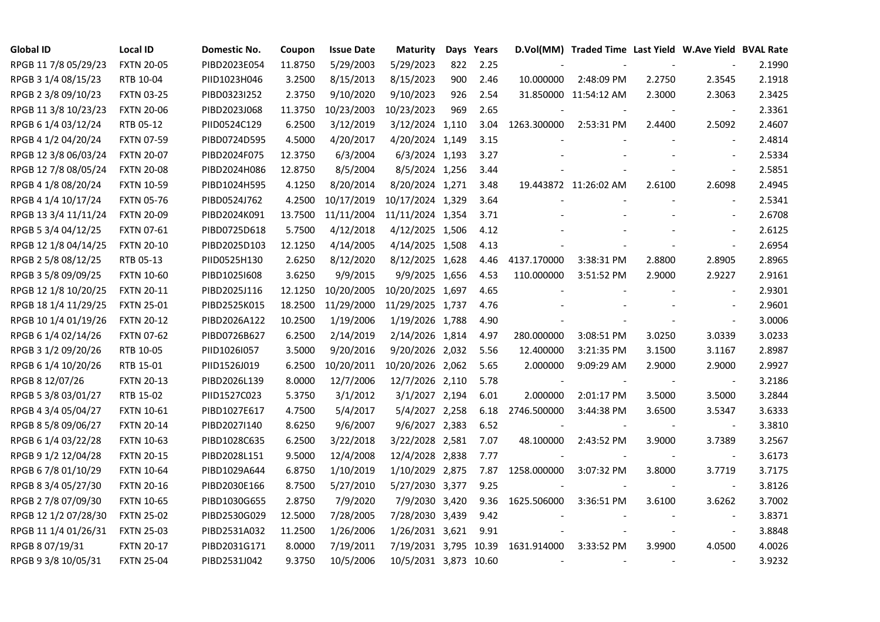| Global ID | Local ID | Domestic No. | Coupon | Issue Date | Maturity | Days | Years | D.Vol(MM) | Traded Time | Last Yield | W.Ave Yield | BVAL Rate |
|---|---|---|---|---|---|---|---|---|---|---|---|---|
| RPGB 11 7/8 05/29/23 | FXTN 20-05 | PIBD2023E054 | 11.8750 | 5/29/2003 | 5/29/2023 | 822 | 2.25 | - | - | - | - | 2.1990 |
| RPGB 3 1/4 08/15/23 | RTB 10-04 | PIID1023H046 | 3.2500 | 8/15/2013 | 8/15/2023 | 900 | 2.46 | 10.000000 | 2:48:09 PM | 2.2750 | 2.3545 | 2.1918 |
| RPGB 2 3/8 09/10/23 | FXTN 03-25 | PIBD0323I252 | 2.3750 | 9/10/2020 | 9/10/2023 | 926 | 2.54 | 31.850000 | 11:54:12 AM | 2.3000 | 2.3063 | 2.3425 |
| RPGB 11 3/8 10/23/23 | FXTN 20-06 | PIBD2023J068 | 11.3750 | 10/23/2003 | 10/23/2023 | 969 | 2.65 | - | - | - | - | 2.3361 |
| RPGB 6 1/4 03/12/24 | RTB 05-12 | PIID0524C129 | 6.2500 | 3/12/2019 | 3/12/2024 | 1,110 | 3.04 | 1263.300000 | 2:53:31 PM | 2.4400 | 2.5092 | 2.4607 |
| RPGB 4 1/2 04/20/24 | FXTN 07-59 | PIBD0724D595 | 4.5000 | 4/20/2017 | 4/20/2024 | 1,149 | 3.15 | - | - | - | - | 2.4814 |
| RPGB 12 3/8 06/03/24 | FXTN 20-07 | PIBD2024F075 | 12.3750 | 6/3/2004 | 6/3/2024 | 1,193 | 3.27 | - | - | - | - | 2.5334 |
| RPGB 12 7/8 08/05/24 | FXTN 20-08 | PIBD2024H086 | 12.8750 | 8/5/2004 | 8/5/2024 | 1,256 | 3.44 | - | - | - | - | 2.5851 |
| RPGB 4 1/8 08/20/24 | FXTN 10-59 | PIBD1024H595 | 4.1250 | 8/20/2014 | 8/20/2024 | 1,271 | 3.48 | 19.443872 | 11:26:02 AM | 2.6100 | 2.6098 | 2.4945 |
| RPGB 4 1/4 10/17/24 | FXTN 05-76 | PIBD0524J762 | 4.2500 | 10/17/2019 | 10/17/2024 | 1,329 | 3.64 | - | - | - | - | 2.5341 |
| RPGB 13 3/4 11/11/24 | FXTN 20-09 | PIBD2024K091 | 13.7500 | 11/11/2004 | 11/11/2024 | 1,354 | 3.71 | - | - | - | - | 2.6708 |
| RPGB 5 3/4 04/12/25 | FXTN 07-61 | PIBD0725D618 | 5.7500 | 4/12/2018 | 4/12/2025 | 1,506 | 4.12 | - | - | - | - | 2.6125 |
| RPGB 12 1/8 04/14/25 | FXTN 20-10 | PIBD2025D103 | 12.1250 | 4/14/2005 | 4/14/2025 | 1,508 | 4.13 | - | - | - | - | 2.6954 |
| RPGB 2 5/8 08/12/25 | RTB 05-13 | PIID0525H130 | 2.6250 | 8/12/2020 | 8/12/2025 | 1,628 | 4.46 | 4137.170000 | 3:38:31 PM | 2.8800 | 2.8905 | 2.8965 |
| RPGB 3 5/8 09/09/25 | FXTN 10-60 | PIBD1025I608 | 3.6250 | 9/9/2015 | 9/9/2025 | 1,656 | 4.53 | 110.000000 | 3:51:52 PM | 2.9000 | 2.9227 | 2.9161 |
| RPGB 12 1/8 10/20/25 | FXTN 20-11 | PIBD2025J116 | 12.1250 | 10/20/2005 | 10/20/2025 | 1,697 | 4.65 | - | - | - | - | 2.9301 |
| RPGB 18 1/4 11/29/25 | FXTN 25-01 | PIBD2525K015 | 18.2500 | 11/29/2000 | 11/29/2025 | 1,737 | 4.76 | - | - | - | - | 2.9601 |
| RPGB 10 1/4 01/19/26 | FXTN 20-12 | PIBD2026A122 | 10.2500 | 1/19/2006 | 1/19/2026 | 1,788 | 4.90 | - | - | - | - | 3.0006 |
| RPGB 6 1/4 02/14/26 | FXTN 07-62 | PIBD0726B627 | 6.2500 | 2/14/2019 | 2/14/2026 | 1,814 | 4.97 | 280.000000 | 3:08:51 PM | 3.0250 | 3.0339 | 3.0233 |
| RPGB 3 1/2 09/20/26 | RTB 10-05 | PIID1026I057 | 3.5000 | 9/20/2016 | 9/20/2026 | 2,032 | 5.56 | 12.400000 | 3:21:35 PM | 3.1500 | 3.1167 | 2.8987 |
| RPGB 6 1/4 10/20/26 | RTB 15-01 | PIID1526J019 | 6.2500 | 10/20/2011 | 10/20/2026 | 2,062 | 5.65 | 2.000000 | 9:09:29 AM | 2.9000 | 2.9000 | 2.9927 |
| RPGB 8 12/07/26 | FXTN 20-13 | PIBD2026L139 | 8.0000 | 12/7/2006 | 12/7/2026 | 2,110 | 5.78 | - | - | - | - | 3.2186 |
| RPGB 5 3/8 03/01/27 | RTB 15-02 | PIID1527C023 | 5.3750 | 3/1/2012 | 3/1/2027 | 2,194 | 6.01 | 2.000000 | 2:01:17 PM | 3.5000 | 3.5000 | 3.2844 |
| RPGB 4 3/4 05/04/27 | FXTN 10-61 | PIBD1027E617 | 4.7500 | 5/4/2017 | 5/4/2027 | 2,258 | 6.18 | 2746.500000 | 3:44:38 PM | 3.6500 | 3.5347 | 3.6333 |
| RPGB 8 5/8 09/06/27 | FXTN 20-14 | PIBD2027I140 | 8.6250 | 9/6/2007 | 9/6/2027 | 2,383 | 6.52 | - | - | - | - | 3.3810 |
| RPGB 6 1/4 03/22/28 | FXTN 10-63 | PIBD1028C635 | 6.2500 | 3/22/2018 | 3/22/2028 | 2,581 | 7.07 | 48.100000 | 2:43:52 PM | 3.9000 | 3.7389 | 3.2567 |
| RPGB 9 1/2 12/04/28 | FXTN 20-15 | PIBD2028L151 | 9.5000 | 12/4/2008 | 12/4/2028 | 2,838 | 7.77 | - | - | - | - | 3.6173 |
| RPGB 6 7/8 01/10/29 | FXTN 10-64 | PIBD1029A644 | 6.8750 | 1/10/2019 | 1/10/2029 | 2,875 | 7.87 | 1258.000000 | 3:07:32 PM | 3.8000 | 3.7719 | 3.7175 |
| RPGB 8 3/4 05/27/30 | FXTN 20-16 | PIBD2030E166 | 8.7500 | 5/27/2010 | 5/27/2030 | 3,377 | 9.25 | - | - | - | - | 3.8126 |
| RPGB 2 7/8 07/09/30 | FXTN 10-65 | PIBD1030G655 | 2.8750 | 7/9/2020 | 7/9/2030 | 3,420 | 9.36 | 1625.506000 | 3:36:51 PM | 3.6100 | 3.6262 | 3.7002 |
| RPGB 12 1/2 07/28/30 | FXTN 25-02 | PIBD2530G029 | 12.5000 | 7/28/2005 | 7/28/2030 | 3,439 | 9.42 | - | - | - | - | 3.8371 |
| RPGB 11 1/4 01/26/31 | FXTN 25-03 | PIBD2531A032 | 11.2500 | 1/26/2006 | 1/26/2031 | 3,621 | 9.91 | - | - | - | - | 3.8848 |
| RPGB 8 07/19/31 | FXTN 20-17 | PIBD2031G171 | 8.0000 | 7/19/2011 | 7/19/2031 | 3,795 | 10.39 | 1631.914000 | 3:33:52 PM | 3.9900 | 4.0500 | 4.0026 |
| RPGB 9 3/8 10/05/31 | FXTN 25-04 | PIBD2531J042 | 9.3750 | 10/5/2006 | 10/5/2031 | 3,873 | 10.60 | - | - | - | - | 3.9232 |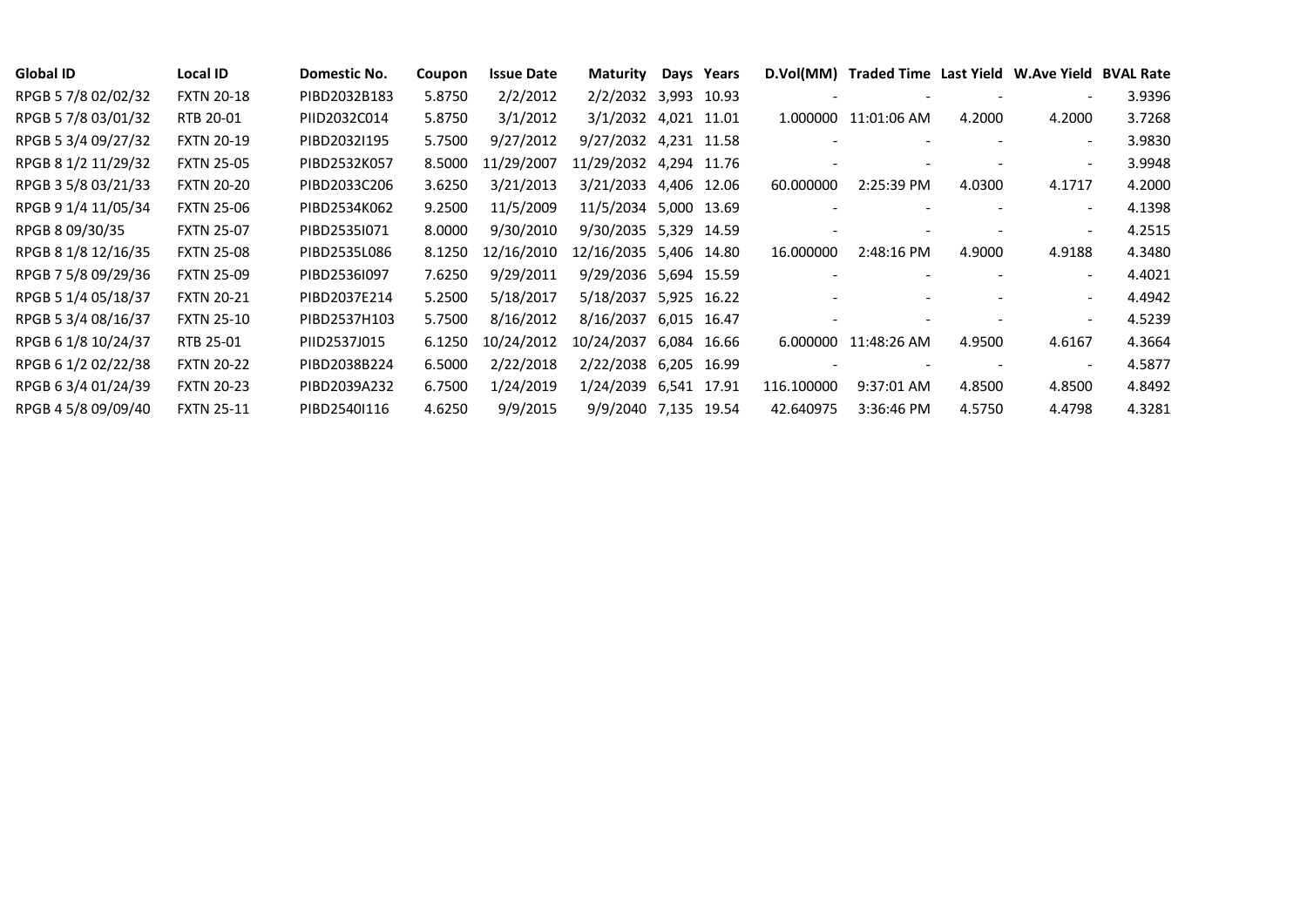| Global ID | Local ID | Domestic No. | Coupon | Issue Date | Maturity | Days | Years | D.Vol(MM) | Traded Time | Last Yield | W.Ave Yield | BVAL Rate |
|---|---|---|---|---|---|---|---|---|---|---|---|---|
| RPGB 5 7/8 02/02/32 | FXTN 20-18 | PIBD2032B183 | 5.8750 | 2/2/2012 | 2/2/2032 | 3,993 | 10.93 | - | - | - | - | 3.9396 |
| RPGB 5 7/8 03/01/32 | RTB 20-01 | PIID2032C014 | 5.8750 | 3/1/2012 | 3/1/2032 | 4,021 | 11.01 | 1.000000 | 11:01:06 AM | 4.2000 | 4.2000 | 3.7268 |
| RPGB 5 3/4 09/27/32 | FXTN 20-19 | PIBD2032I195 | 5.7500 | 9/27/2012 | 9/27/2032 | 4,231 | 11.58 | - | - | - | - | 3.9830 |
| RPGB 8 1/2 11/29/32 | FXTN 25-05 | PIBD2532K057 | 8.5000 | 11/29/2007 | 11/29/2032 | 4,294 | 11.76 | - | - | - | - | 3.9948 |
| RPGB 3 5/8 03/21/33 | FXTN 20-20 | PIBD2033C206 | 3.6250 | 3/21/2013 | 3/21/2033 | 4,406 | 12.06 | 60.000000 | 2:25:39 PM | 4.0300 | 4.1717 | 4.2000 |
| RPGB 9 1/4 11/05/34 | FXTN 25-06 | PIBD2534K062 | 9.2500 | 11/5/2009 | 11/5/2034 | 5,000 | 13.69 | - | - | - | - | 4.1398 |
| RPGB 8 09/30/35 | FXTN 25-07 | PIBD2535I071 | 8.0000 | 9/30/2010 | 9/30/2035 | 5,329 | 14.59 | - | - | - | - | 4.2515 |
| RPGB 8 1/8 12/16/35 | FXTN 25-08 | PIBD2535L086 | 8.1250 | 12/16/2010 | 12/16/2035 | 5,406 | 14.80 | 16.000000 | 2:48:16 PM | 4.9000 | 4.9188 | 4.3480 |
| RPGB 7 5/8 09/29/36 | FXTN 25-09 | PIBD2536I097 | 7.6250 | 9/29/2011 | 9/29/2036 | 5,694 | 15.59 | - | - | - | - | 4.4021 |
| RPGB 5 1/4 05/18/37 | FXTN 20-21 | PIBD2037E214 | 5.2500 | 5/18/2017 | 5/18/2037 | 5,925 | 16.22 | - | - | - | - | 4.4942 |
| RPGB 5 3/4 08/16/37 | FXTN 25-10 | PIBD2537H103 | 5.7500 | 8/16/2012 | 8/16/2037 | 6,015 | 16.47 | - | - | - | - | 4.5239 |
| RPGB 6 1/8 10/24/37 | RTB 25-01 | PIID2537J015 | 6.1250 | 10/24/2012 | 10/24/2037 | 6,084 | 16.66 | 6.000000 | 11:48:26 AM | 4.9500 | 4.6167 | 4.3664 |
| RPGB 6 1/2 02/22/38 | FXTN 20-22 | PIBD2038B224 | 6.5000 | 2/22/2018 | 2/22/2038 | 6,205 | 16.99 | - | - | - | - | 4.5877 |
| RPGB 6 3/4 01/24/39 | FXTN 20-23 | PIBD2039A232 | 6.7500 | 1/24/2019 | 1/24/2039 | 6,541 | 17.91 | 116.100000 | 9:37:01 AM | 4.8500 | 4.8500 | 4.8492 |
| RPGB 4 5/8 09/09/40 | FXTN 25-11 | PIBD2540I116 | 4.6250 | 9/9/2015 | 9/9/2040 | 7,135 | 19.54 | 42.640975 | 3:36:46 PM | 4.5750 | 4.4798 | 4.3281 |